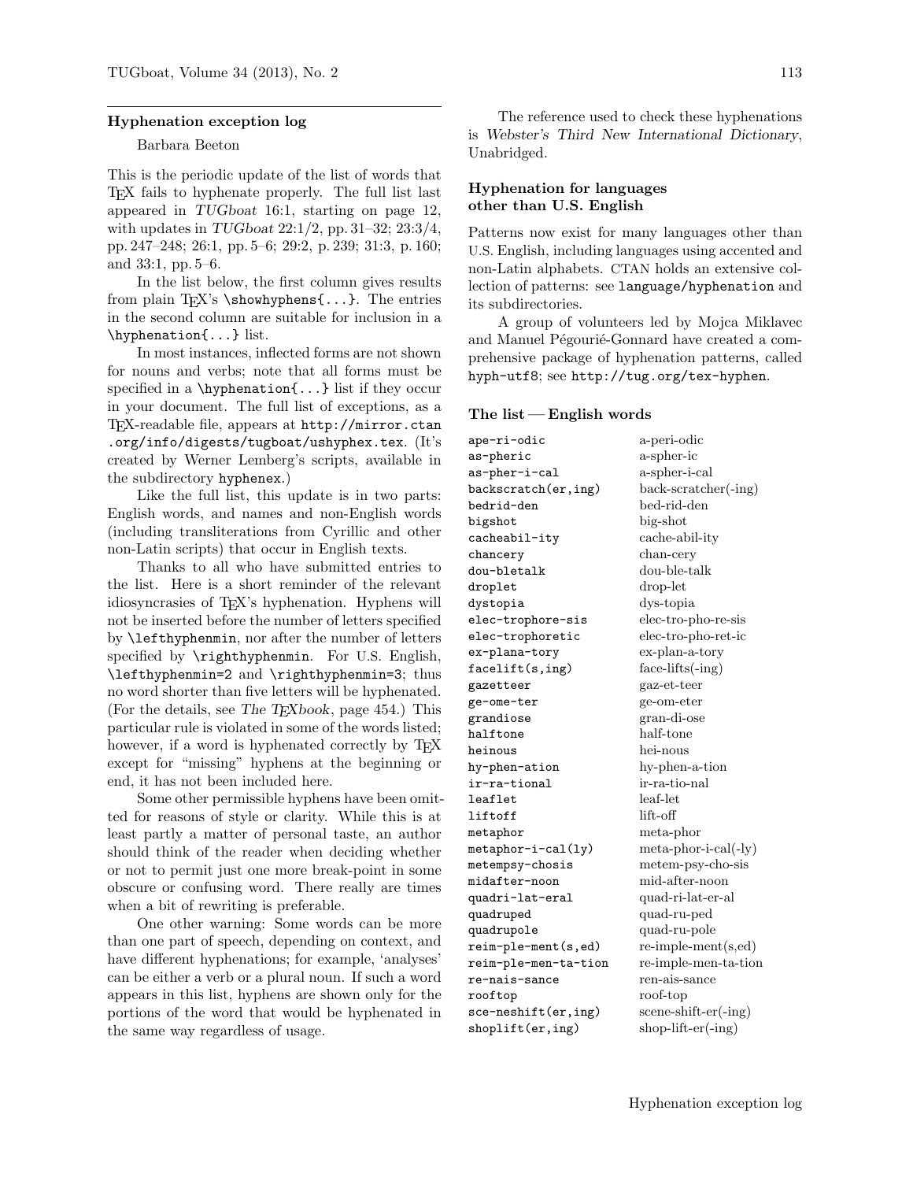## Hyphenation exception log

Barbara Beeton

This is the periodic update of the list of words that TEX fails to hyphenate properly. The full list last appeared in *TUGboat* 16:1, starting on page 12, with updates in *TUGboat* 22:1/2, pp. 31–32; 23:3/4, pp. 247–248; 26:1, pp. 5–6; 29:2, p. 239; 31:3, p. 160; and 33:1, pp. 5–6.

In the list below, the first column gives results from plain TEX's `\showhyphens{...}`. The entries in the second column are suitable for inclusion in a `\hyphenation{...}` list.

In most instances, inflected forms are not shown for nouns and verbs; note that all forms must be specified in a `\hyphenation{...}` list if they occur in your document. The full list of exceptions, as a TEX-readable file, appears at `http://mirror.ctan.org/info/digests/tugboat/ushyphex.tex`. (It's created by Werner Lemberg's scripts, available in the subdirectory `hyphenex`.)

Like the full list, this update is in two parts: English words, and names and non-English words (including transliterations from Cyrillic and other non-Latin scripts) that occur in English texts.

Thanks to all who have submitted entries to the list. Here is a short reminder of the relevant idiosyncrasies of TEX's hyphenation. Hyphens will not be inserted before the number of letters specified by `\lefthyphenmin`, nor after the number of letters specified by `\righthyphenmin`. For U.S. English, `\lefthyphenmin=2` and `\righthyphenmin=3`; thus no word shorter than five letters will be hyphenated. (For the details, see *The TEXbook*, page 454.) This particular rule is violated in some of the words listed; however, if a word is hyphenated correctly by TEX except for "missing" hyphens at the beginning or end, it has not been included here.

Some other permissible hyphens have been omitted for reasons of style or clarity. While this is at least partly a matter of personal taste, an author should think of the reader when deciding whether or not to permit just one more break-point in some obscure or confusing word. There really are times when a bit of rewriting is preferable.

One other warning: Some words can be more than one part of speech, depending on context, and have different hyphenations; for example, 'analyses' can be either a verb or a plural noun. If such a word appears in this list, hyphens are shown only for the portions of the word that would be hyphenated in the same way regardless of usage.

The reference used to check these hyphenations is *Webster's Third New International Dictionary*, Unabridged.

### Hyphenation for languages other than U.S. English

Patterns now exist for many languages other than U.S. English, including languages using accented and non-Latin alphabets. CTAN holds an extensive collection of patterns: see `language/hyphenation` and its subdirectories.

A group of volunteers led by Mojca Miklavec and Manuel Pégourié-Gonnard have created a comprehensive package of hyphenation patterns, called `hyph-utf8`; see `http://tug.org/tex-hyphen`.

### The list — English words

| | |
|---|---|
| `ape-ri-odic` | a-peri-odic |
| `as-pheric` | a-spher-ic |
| `as-pher-i-cal` | a-spher-i-cal |
| `backscratch(er,ing)` | back-scratcher(-ing) |
| `bedrid-den` | bed-rid-den |
| `bigshot` | big-shot |
| `cacheabil-ity` | cache-abil-ity |
| `chancery` | chan-cery |
| `dou-bletalk` | dou-ble-talk |
| `droplet` | drop-let |
| `dystopia` | dys-topia |
| `elec-trophore-sis` | elec-tro-pho-re-sis |
| `elec-trophoretic` | elec-tro-pho-ret-ic |
| `ex-plana-tory` | ex-plan-a-tory |
| `facelift(s,ing)` | face-lifts(-ing) |
| `gazetteer` | gaz-et-teer |
| `ge-ome-ter` | ge-om-eter |
| `grandiose` | gran-di-ose |
| `halftone` | half-tone |
| `heinous` | hei-nous |
| `hy-phen-ation` | hy-phen-a-tion |
| `ir-ra-tional` | ir-ra-tio-nal |
| `leaflet` | leaf-let |
| `liftoff` | lift-off |
| `metaphor` | meta-phor |
| `metaphor-i-cal(ly)` | meta-phor-i-cal(-ly) |
| `metempsy-chosis` | metem-psy-cho-sis |
| `midafter-noon` | mid-after-noon |
| `quadri-lat-eral` | quad-ri-lat-er-al |
| `quadruped` | quad-ru-ped |
| `quadrupole` | quad-ru-pole |
| `reim-ple-ment(s,ed)` | re-imple-ment(s,ed) |
| `reim-ple-men-ta-tion` | re-imple-men-ta-tion |
| `re-nais-sance` | ren-ais-sance |
| `rooftop` | roof-top |
| `sce-neshift(er,ing)` | scene-shift-er(-ing) |
| `shoplift(er,ing)` | shop-lift-er(-ing) |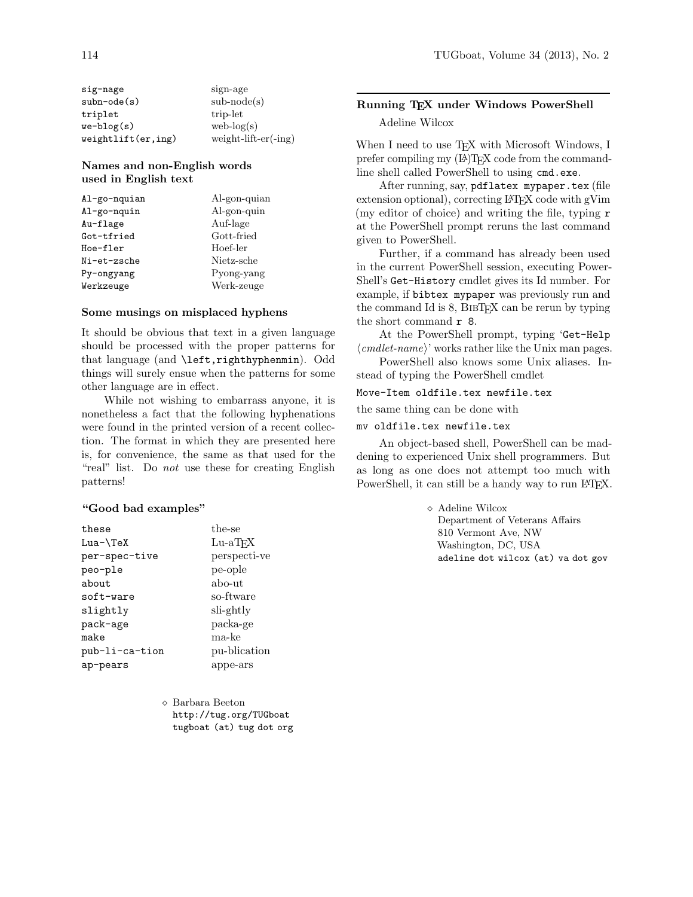| | |
|---|---|
| `sig-nage` | sign-age |
| `subn-ode(s)` | sub-node(s) |
| `triplet` | trip-let |
| `we-blog(s)` | web-log(s) |
| `weightlift(er,ing)` | weight-lift-er(-ing) |

### Names and non-English words used in English text

| | |
|---|---|
| `Al-go-nquian` | Al-gon-quian |
| `Al-go-nquin` | Al-gon-quin |
| `Au-flage` | Auf-lage |
| `Got-tfried` | Gott-fried |
| `Hoe-fler` | Hoef-ler |
| `Ni-et-zsche` | Nietz-sche |
| `Py-ongyang` | Pyong-yang |
| `Werkzeuge` | Werk-zeuge |

### Some musings on misplaced hyphens

It should be obvious that text in a given language should be processed with the proper patterns for that language (and `\left,righthyphenmin`). Odd things will surely ensue when the patterns for some other language are in effect.

While not wishing to embarrass anyone, it is nonetheless a fact that the following hyphenations were found in the printed version of a recent collection. The format in which they are presented here is, for convenience, the same as that used for the "real" list. Do *not* use these for creating English patterns!

### "Good bad examples"

| | |
|---|---|
| `these` | the-se |
| `Lua-\TeX` | Lu-aTEX |
| `per-spec-tive` | perspecti-ve |
| `peo-ple` | pe-ople |
| `about` | abo-ut |
| `soft-ware` | so-ftware |
| `slightly` | sli-ghtly |
| `pack-age` | packa-ge |
| `make` | ma-ke |
| `pub-li-ca-tion` | pu-blication |
| `ap-pears` | appe-ars |

◇ Barbara Beeton
`http://tug.org/TUGboat`
`tugboat (at) tug dot org`

## Running TEX under Windows PowerShell

Adeline Wilcox

When I need to use TEX with Microsoft Windows, I prefer compiling my (LA)TEX code from the command-line shell called PowerShell to using `cmd.exe`.

After running, say, `pdflatex mypaper.tex` (file extension optional), correcting LATEX code with gVim (my editor of choice) and writing the file, typing `r` at the PowerShell prompt reruns the last command given to PowerShell.

Further, if a command has already been used in the current PowerShell session, executing PowerShell's `Get-History` cmdlet gives its Id number. For example, if `bibtex mypaper` was previously run and the command Id is 8, BIBTEX can be rerun by typing the short command `r 8`.

At the PowerShell prompt, typing '`Get-Help` ⟨*cmdlet-name*⟩' works rather like the Unix man pages.

PowerShell also knows some Unix aliases. Instead of typing the PowerShell cmdlet

```
Move-Item oldfile.tex newfile.tex
```

the same thing can be done with

```
mv oldfile.tex newfile.tex
```

An object-based shell, PowerShell can be maddening to experienced Unix shell programmers. But as long as one does not attempt too much with PowerShell, it can still be a handy way to run LATEX.

◇ Adeline Wilcox
Department of Veterans Affairs
810 Vermont Ave, NW
Washington, DC, USA
`adeline dot wilcox (at) va dot gov`